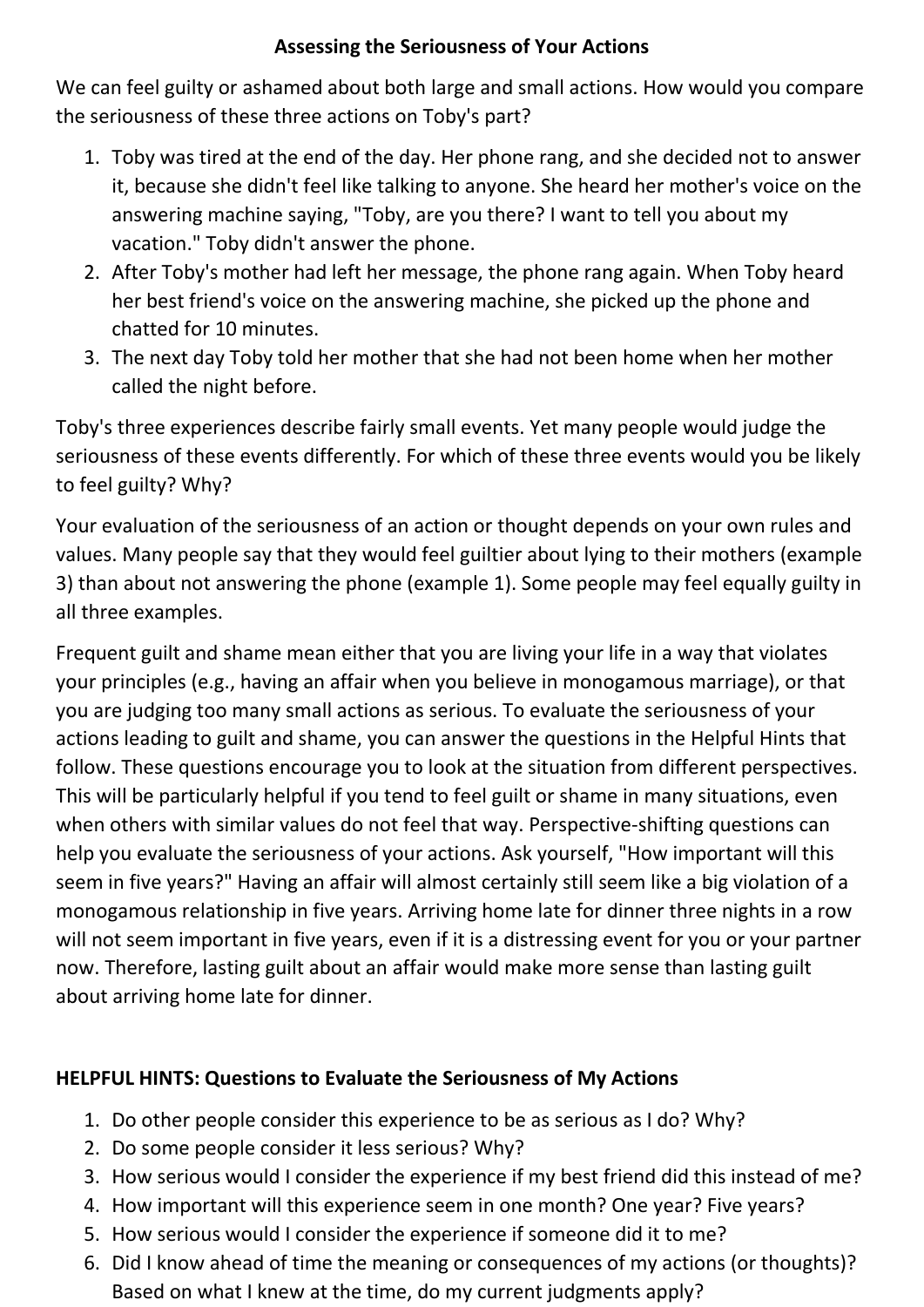# Assessing the Seriousness of Your Actions

We can feel guilty or ashamed about both large and small actions. How would you compare the seriousness of these three actions on Toby's part?

1. Toby was tired at the end of the day. Her phone rang, and she decided not to answer it, because she didn't feel like talking to anyone. She heard her mother's voice on the answering machine saying, "Toby, are you there? I want to tell you about my vacation." Toby didn't answer the phone.
2. After Toby's mother had left her message, the phone rang again. When Toby heard her best friend's voice on the answering machine, she picked up the phone and chatted for 10 minutes.
3. The next day Toby told her mother that she had not been home when her mother called the night before.

Toby's three experiences describe fairly small events. Yet many people would judge the seriousness of these events differently. For which of these three events would you be likely to feel guilty? Why?

Your evaluation of the seriousness of an action or thought depends on your own rules and values. Many people say that they would feel guiltier about lying to their mothers (example 3) than about not answering the phone (example 1). Some people may feel equally guilty in all three examples.

Frequent guilt and shame mean either that you are living your life in a way that violates your principles (e.g., having an affair when you believe in monogamous marriage), or that you are judging too many small actions as serious. To evaluate the seriousness of your actions leading to guilt and shame, you can answer the questions in the Helpful Hints that follow. These questions encourage you to look at the situation from different perspectives. This will be particularly helpful if you tend to feel guilt or shame in many situations, even when others with similar values do not feel that way. Perspective-shifting questions can help you evaluate the seriousness of your actions. Ask yourself, "How important will this seem in five years?" Having an affair will almost certainly still seem like a big violation of a monogamous relationship in five years. Arriving home late for dinner three nights in a row will not seem important in five years, even if it is a distressing event for you or your partner now. Therefore, lasting guilt about an affair would make more sense than lasting guilt about arriving home late for dinner.

**HELPFUL HINTS: Questions to Evaluate the Seriousness of My Actions**

1. Do other people consider this experience to be as serious as I do? Why?
2. Do some people consider it less serious? Why?
3. How serious would I consider the experience if my best friend did this instead of me?
4. How important will this experience seem in one month? One year? Five years?
5. How serious would I consider the experience if someone did it to me?
6. Did I know ahead of time the meaning or consequences of my actions (or thoughts)? Based on what I knew at the time, do my current judgments apply?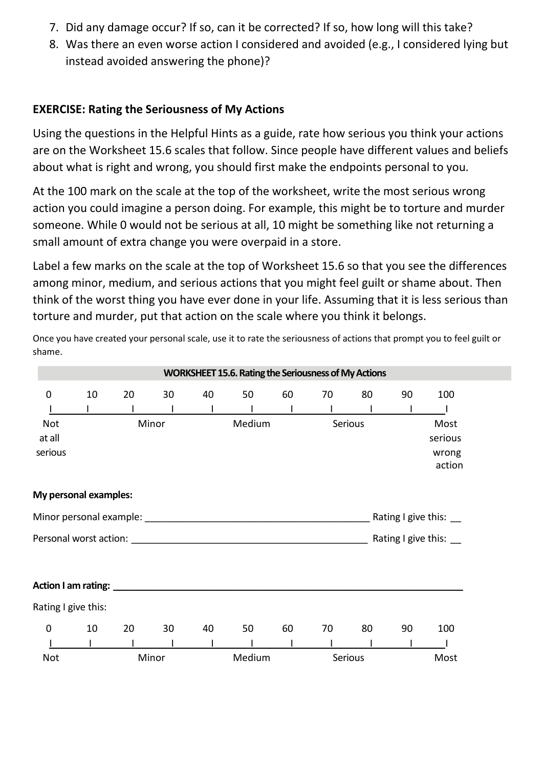7. Did any damage occur? If so, can it be corrected? If so, how long will this take?
8. Was there an even worse action I considered and avoided (e.g., I considered lying but instead avoided answering the phone)?

### EXERCISE: Rating the Seriousness of My Actions

Using the questions in the Helpful Hints as a guide, rate how serious you think your actions are on the Worksheet 15.6 scales that follow. Since people have different values and beliefs about what is right and wrong, you should first make the endpoints personal to you.

At the 100 mark on the scale at the top of the worksheet, write the most serious wrong action you could imagine a person doing. For example, this might be to torture and murder someone. While 0 would not be serious at all, 10 might be something like not returning a small amount of extra change you were overpaid in a store.

Label a few marks on the scale at the top of Worksheet 15.6 so that you see the differences among minor, medium, and serious actions that you might feel guilt or shame about. Then think of the worst thing you have ever done in your life. Assuming that it is less serious than torture and murder, put that action on the scale where you think it belongs.

Once you have created your personal scale, use it to rate the seriousness of actions that prompt you to feel guilt or shame.

**WORKSHEET 15.6. Rating the Seriousness of My Actions**

0 10 20 30 40 50 60 70 80 90 100

Not at all serious — Minor — Medium — Serious — Most serious wrong action

**My personal examples:**

Minor personal example: ________________________________________ Rating I give this: __

Personal worst action: ________________________________________ Rating I give this: __

**Action I am rating:** ________________________________________

Rating I give this:

0 10 20 30 40 50 60 70 80 90 100

Not — Minor — Medium — Serious — Most